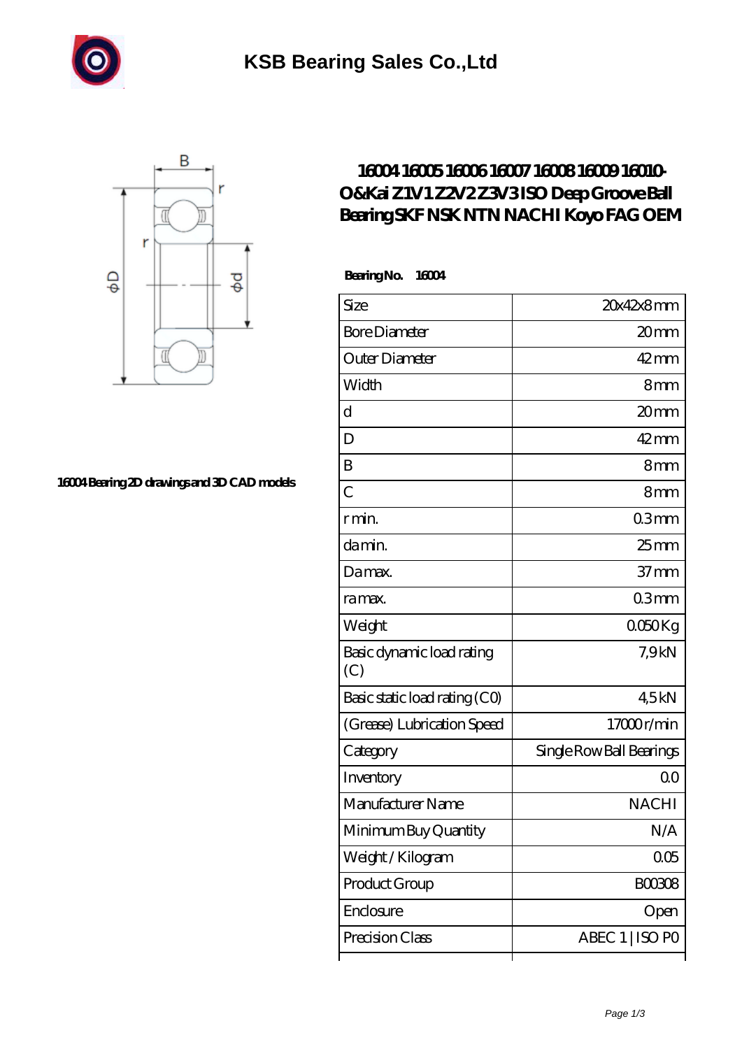# KSB Bearing Sales Co.,Ltd

## 16004 16005 16006 16007 16008 16009 16010-O&Kai Z1V1 Z2V2 Z3V3 ISO Deep Groove Ball Bearing SKF NSK NTN NACHI Koyo FAG OEM

16004 Bearing 2D drawings and 3D CAD models

**Bearing No.** 16004

| | |
|---|---|
| Size | 20x42x8 mm |
| Bore Diameter | 20 mm |
| Outer Diameter | 42 mm |
| Width | 8 mm |
| d | 20 mm |
| D | 42 mm |
| B | 8 mm |
| C | 8 mm |
| r min. | 0.3 mm |
| da min. | 25 mm |
| Da max. | 37 mm |
| ra max. | 0.3 mm |
| Weight | 0.050 Kg |
| Basic dynamic load rating (C) | 7,9 kN |
| Basic static load rating (C0) | 4,5 kN |
| (Grease) Lubrication Speed | 17000 r/min |
| Category | Single Row Ball Bearings |
| Inventory | 0.0 |
| Manufacturer Name | NACHI |
| Minimum Buy Quantity | N/A |
| Weight / Kilogram | 0.05 |
| Product Group | B00308 |
| Enclosure | Open |
| Precision Class | ABEC 1 \| ISO P0 |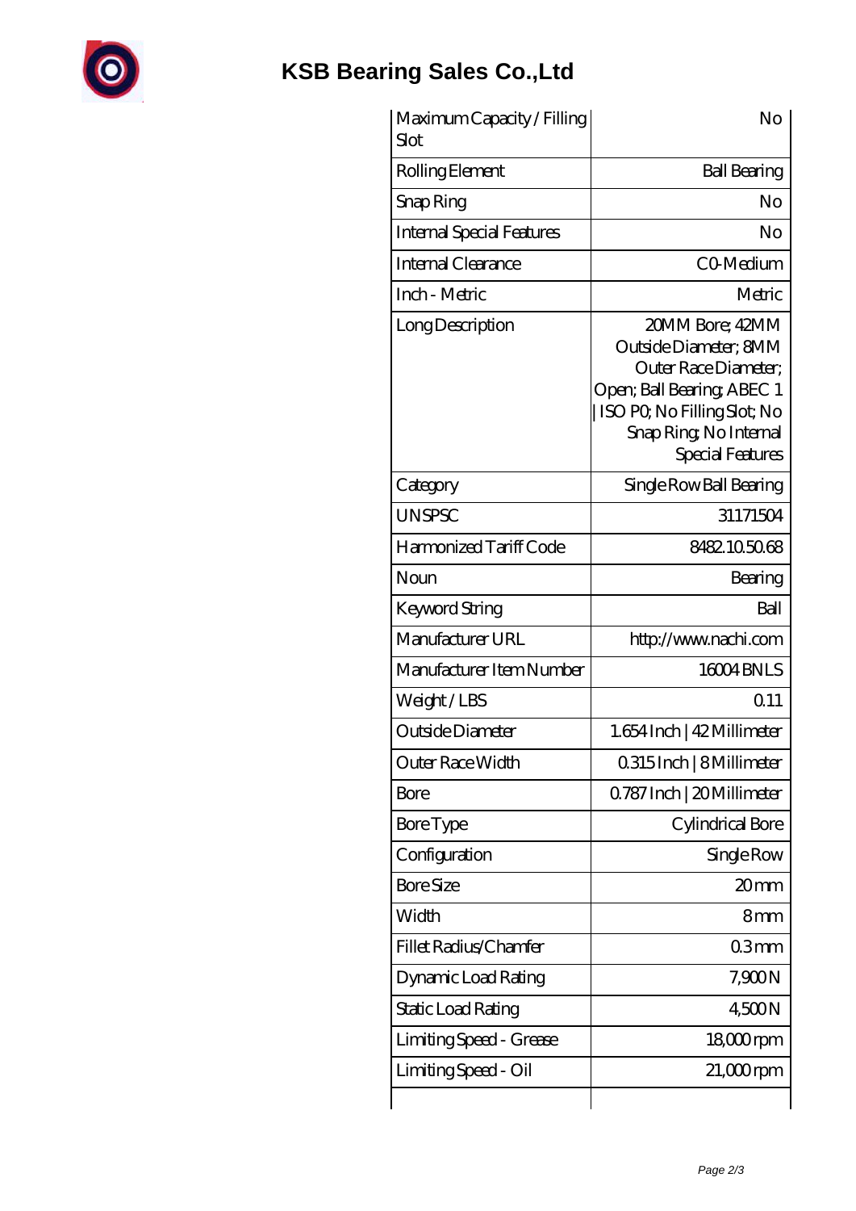# KSB Bearing Sales Co.,Ltd

| | |
|---|---|
| Maximum Capacity / Filling Slot | No |
| Rolling Element | Ball Bearing |
| Snap Ring | No |
| Internal Special Features | No |
| Internal Clearance | C0-Medium |
| Inch - Metric | Metric |
| Long Description | 20MM Bore; 42MM Outside Diameter; 8MM Outer Race Diameter; Open; Ball Bearing; ABEC 1 \| ISO P0; No Filling Slot; No Snap Ring; No Internal Special Features |
| Category | Single Row Ball Bearing |
| UNSPSC | 31171504 |
| Harmonized Tariff Code | 8482.10.50.68 |
| Noun | Bearing |
| Keyword String | Ball |
| Manufacturer URL | http://www.nachi.com |
| Manufacturer Item Number | 16004 BNLS |
| Weight / LBS | 0.11 |
| Outside Diameter | 1.654 Inch \| 42 Millimeter |
| Outer Race Width | 0.315 Inch \| 8 Millimeter |
| Bore | 0.787 Inch \| 20 Millimeter |
| Bore Type | Cylindrical Bore |
| Configuration | Single Row |
| Bore Size | 20 mm |
| Width | 8 mm |
| Fillet Radius/Chamfer | 0.3 mm |
| Dynamic Load Rating | 7,900 N |
| Static Load Rating | 4,500 N |
| Limiting Speed - Grease | 18,000 rpm |
| Limiting Speed - Oil | 21,000 rpm |
| | |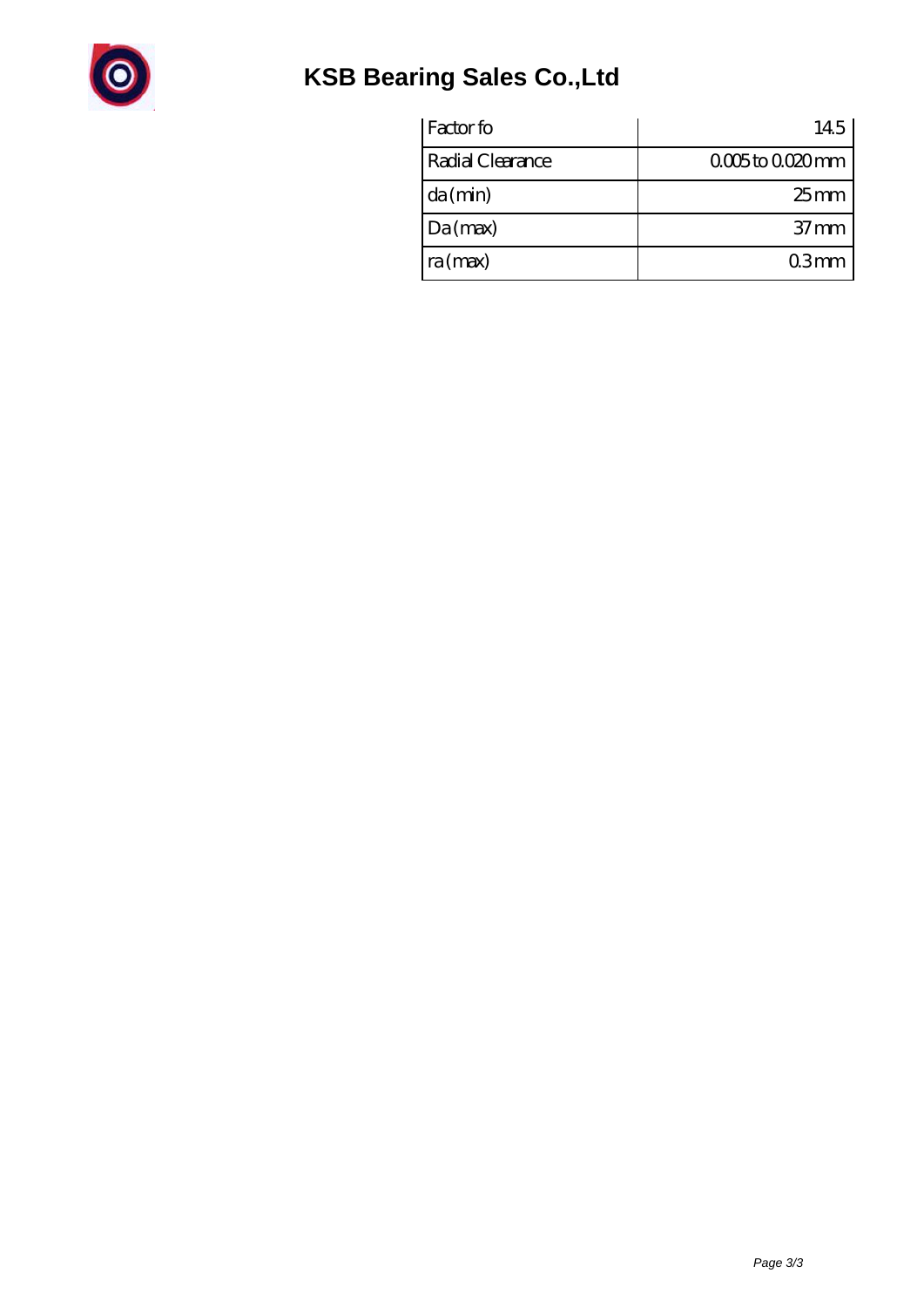# KSB Bearing Sales Co.,Ltd

| | |
|---|---|
| Factor fo | 14.5 |
| Radial Clearance | 0.005 to 0.020 mm |
| da (min) | 25 mm |
| Da (max) | 37 mm |
| ra (max) | 0.3 mm |